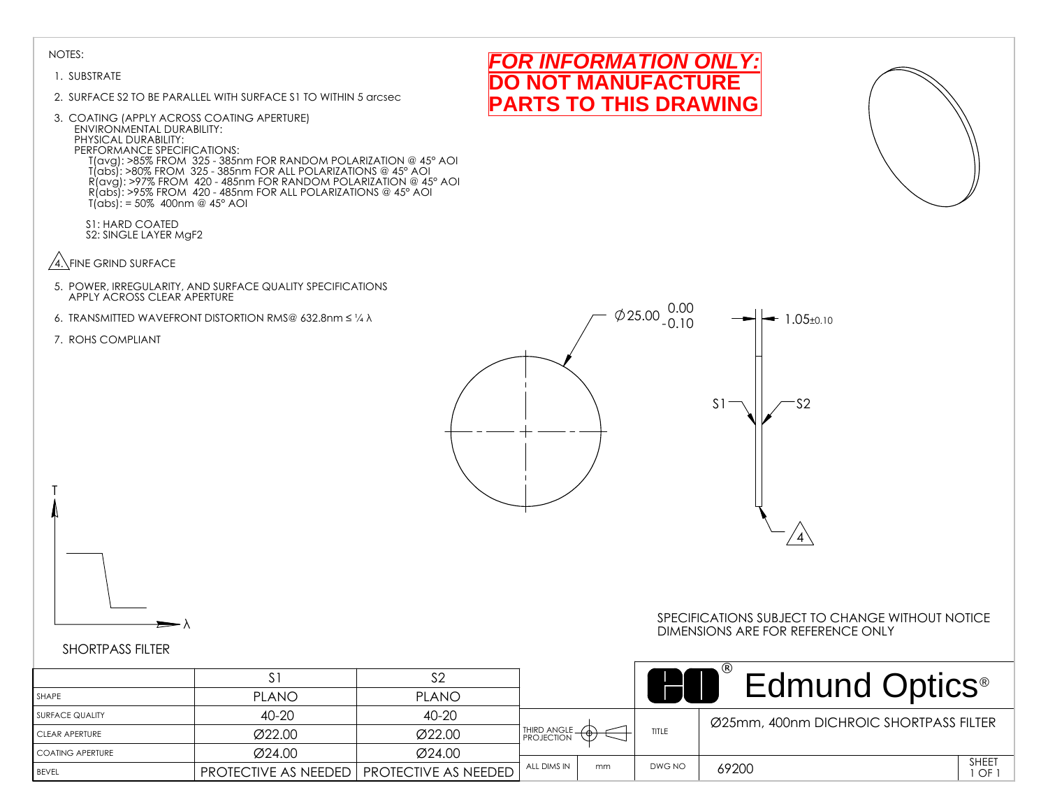NOTES:

1. SUBSTRATE
2. SURFACE S2 TO BE PARALLEL WITH SURFACE S1 TO WITHIN 5 arcsec
3. COATING (APPLY ACROSS COATING APERTURE)
   ENVIRONMENTAL DURABILITY:
   PHYSICAL DURABILITY:
   PERFORMANCE SPECIFICATIONS:
   T(avg): >85% FROM 325 - 385nm FOR RANDOM POLARIZATION @ 45° AOI
   T(abs): >80% FROM 325 - 385nm FOR ALL POLARIZATIONS @ 45° AOI
   R(avg): >97% FROM 420 - 485nm FOR RANDOM POLARIZATION @ 45° AOI
   R(abs): >95% FROM 420 - 485nm FOR ALL POLARIZATIONS @ 45° AOI
   T(abs): = 50% 400nm @ 45° AOI

   S1: HARD COATED
   S2: SINGLE LAYER $MgF_2$
4. FINE GRIND SURFACE
5. POWER, IRREGULARITY, AND SURFACE QUALITY SPECIFICATIONS APPLY ACROSS CLEAR APERTURE
6. TRANSMITTED WAVEFRONT DISTORTION RMS@ 632.8nm ≤ ¼ λ
7. ROHS COMPLIANT

**FOR INFORMATION ONLY:**
**DO NOT MANUFACTURE PARTS TO THIS DRAWING**

Ø25.00 $^{0.00}_{-0.10}$

1.05±0.10

S1 S2

4

T

λ

SHORTPASS FILTER

SPECIFICATIONS SUBJECT TO CHANGE WITHOUT NOTICE
DIMENSIONS ARE FOR REFERENCE ONLY

| | S1 | S2 |
|---|---|---|
| SHAPE | PLANO | PLANO |
| SURFACE QUALITY | 40-20 | 40-20 |
| CLEAR APERTURE | Ø22.00 | Ø22.00 |
| COATING APERTURE | Ø24.00 | Ø24.00 |
| BEVEL | PROTECTIVE AS NEEDED | PROTECTIVE AS NEEDED |

Edmund Optics®

| THIRD ANGLE PROJECTION | | TITLE | Ø25mm, 400nm DICHROIC SHORTPASS FILTER | |
|---|---|---|---|---|
| ALL DIMS IN | mm | DWG NO | 69200 | SHEET 1 OF 1 |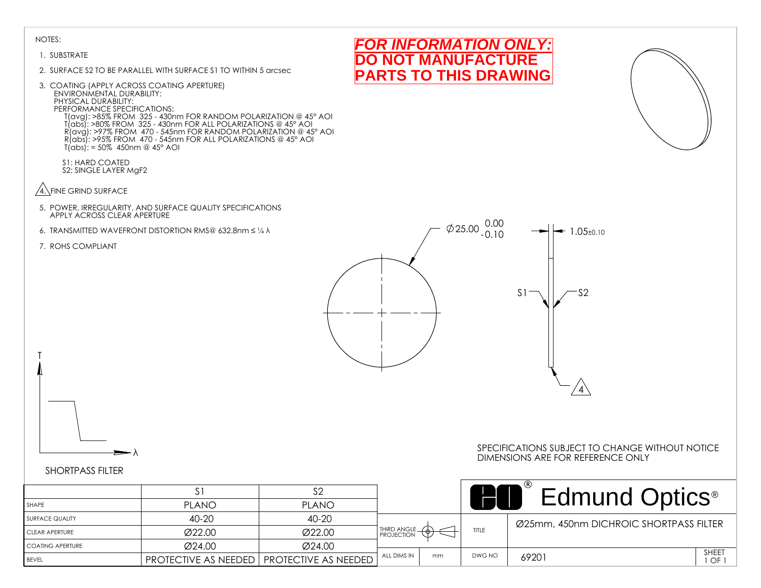NOTES:

1. SUBSTRATE
2. SURFACE S2 TO BE PARALLEL WITH SURFACE S1 TO WITHIN 5 arcsec
3. COATING (APPLY ACROSS COATING APERTURE)
   ENVIRONMENTAL DURABILITY:
   PHYSICAL DURABILITY:
   PERFORMANCE SPECIFICATIONS:
   T(avg): >85% FROM 325 - 430nm FOR RANDOM POLARIZATION @ 45° AOI
   T(abs): >80% FROM 325 - 430nm FOR ALL POLARIZATIONS @ 45° AOI
   R(avg): >97% FROM 470 - 545nm FOR RANDOM POLARIZATION @ 45° AOI
   R(abs): >95% FROM 470 - 545nm FOR ALL POLARIZATIONS @ 45° AOI
   T(abs): = 50% 450nm @ 45° AOI

   S1: HARD COATED
   S2: SINGLE LAYER $MgF_2$
4. FINE GRIND SURFACE
5. POWER, IRREGULARITY, AND SURFACE QUALITY SPECIFICATIONS APPLY ACROSS CLEAR APERTURE
6. TRANSMITTED WAVEFRONT DISTORTION RMS@ 632.8nm ≤ ¼ λ
7. ROHS COMPLIANT

**FOR INFORMATION ONLY:**
**DO NOT MANUFACTURE PARTS TO THIS DRAWING**

Ø25.00 $^{0.00}_{-0.10}$

1.05±0.10

S1 S2

4

T

λ

SHORTPASS FILTER

SPECIFICATIONS SUBJECT TO CHANGE WITHOUT NOTICE
DIMENSIONS ARE FOR REFERENCE ONLY

| | S1 | S2 |
|---|---|---|
| SHAPE | PLANO | PLANO |
| SURFACE QUALITY | 40-20 | 40-20 |
| CLEAR APERTURE | Ø22.00 | Ø22.00 |
| COATING APERTURE | Ø24.00 | Ø24.00 |
| BEVEL | PROTECTIVE AS NEEDED | PROTECTIVE AS NEEDED |

THIRD ANGLE PROJECTION

ALL DIMS IN mm

Edmund Optics®

| TITLE | Ø25mm, 450nm DICHROIC SHORTPASS FILTER | |
|---|---|---|
| DWG NO | 69201 | SHEET 1 OF 1 |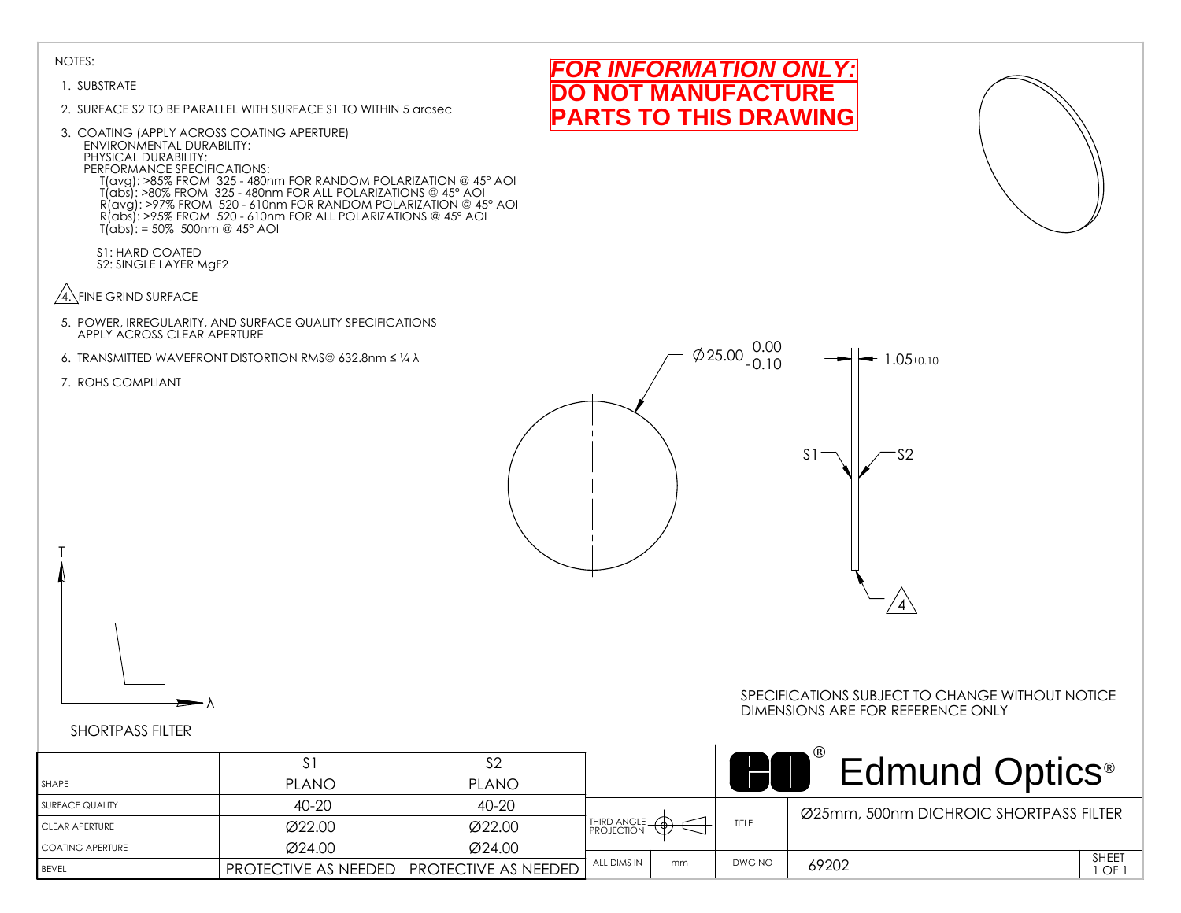NOTES:

1. SUBSTRATE
2. SURFACE S2 TO BE PARALLEL WITH SURFACE S1 TO WITHIN 5 arcsec
3. COATING (APPLY ACROSS COATING APERTURE)
   ENVIRONMENTAL DURABILITY:
   PHYSICAL DURABILITY:
   PERFORMANCE SPECIFICATIONS:
   T(avg): >85% FROM 325 - 480nm FOR RANDOM POLARIZATION @ 45° AOI
   T(abs): >80% FROM 325 - 480nm FOR ALL POLARIZATIONS @ 45° AOI
   R(avg): >97% FROM 520 - 610nm FOR RANDOM POLARIZATION @ 45° AOI
   R(abs): >95% FROM 520 - 610nm FOR ALL POLARIZATIONS @ 45° AOI
   T(abs): = 50% 500nm @ 45° AOI

   S1: HARD COATED
   S2: SINGLE LAYER $MgF_2$
4. FINE GRIND SURFACE
5. POWER, IRREGULARITY, AND SURFACE QUALITY SPECIFICATIONS APPLY ACROSS CLEAR APERTURE
6. TRANSMITTED WAVEFRONT DISTORTION RMS@ 632.8nm ≤ ¼ λ
7. ROHS COMPLIANT

**FOR INFORMATION ONLY: DO NOT MANUFACTURE PARTS TO THIS DRAWING**

Ø25.00 $^{0.00}_{-0.10}$

1.05±0.10

S1 S2

4

T

λ

SHORTPASS FILTER

SPECIFICATIONS SUBJECT TO CHANGE WITHOUT NOTICE
DIMENSIONS ARE FOR REFERENCE ONLY

| | S1 | S2 |
|---|---|---|
| SHAPE | PLANO | PLANO |
| SURFACE QUALITY | 40-20 | 40-20 |
| CLEAR APERTURE | Ø22.00 | Ø22.00 |
| COATING APERTURE | Ø24.00 | Ø24.00 |
| BEVEL | PROTECTIVE AS NEEDED | PROTECTIVE AS NEEDED |

Edmund Optics®

| THIRD ANGLE PROJECTION | | TITLE | Ø25mm, 500nm DICHROIC SHORTPASS FILTER | |
|---|---|---|---|---|
| ALL DIMS IN | mm | DWG NO | 69202 | SHEET 1 OF 1 |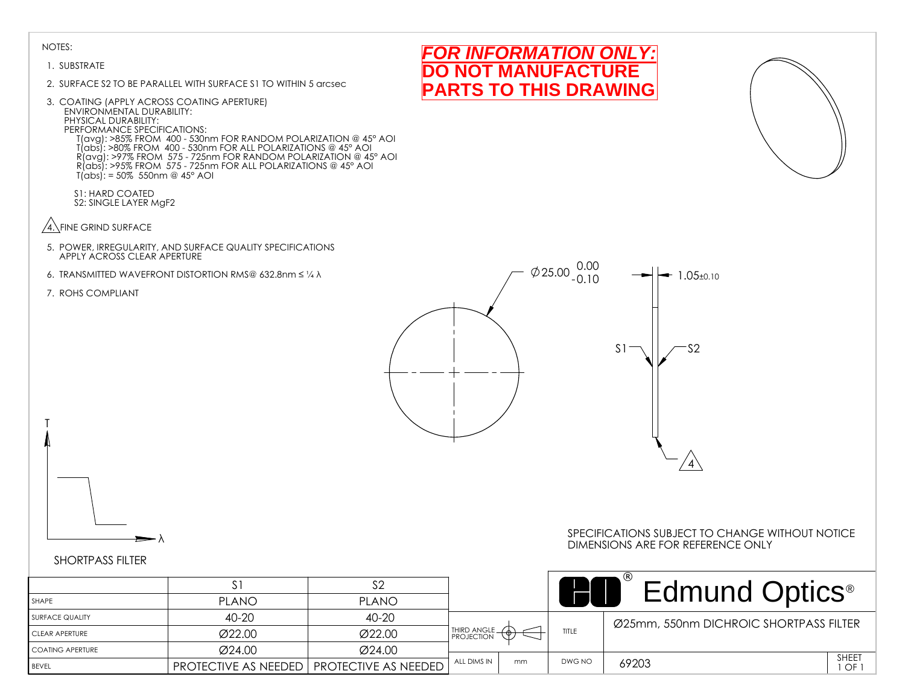NOTES:

1. SUBSTRATE
2. SURFACE S2 TO BE PARALLEL WITH SURFACE S1 TO WITHIN 5 arcsec
3. COATING (APPLY ACROSS COATING APERTURE)
   ENVIRONMENTAL DURABILITY:
   PHYSICAL DURABILITY:
   PERFORMANCE SPECIFICATIONS:
   T(avg): >85% FROM 400 - 530nm FOR RANDOM POLARIZATION @ 45° AOI
   T(abs): >80% FROM 400 - 530nm FOR ALL POLARIZATIONS @ 45° AOI
   R(avg): >97% FROM 575 - 725nm FOR RANDOM POLARIZATION @ 45° AOI
   R(abs): >95% FROM 575 - 725nm FOR ALL POLARIZATIONS @ 45° AOI
   T(abs): = 50% 550nm @ 45° AOI

   S1: HARD COATED
   S2: SINGLE LAYER $MgF_2$
4. FINE GRIND SURFACE
5. POWER, IRREGULARITY, AND SURFACE QUALITY SPECIFICATIONS APPLY ACROSS CLEAR APERTURE
6. TRANSMITTED WAVEFRONT DISTORTION RMS@ 632.8nm ≤ ¼ λ
7. ROHS COMPLIANT

***FOR INFORMATION ONLY:***
**DO NOT MANUFACTURE PARTS TO THIS DRAWING**

Ø25.00 $^{0.00}_{-0.10}$

1.05±0.10

S1 S2

4

T

λ

SHORTPASS FILTER

SPECIFICATIONS SUBJECT TO CHANGE WITHOUT NOTICE
DIMENSIONS ARE FOR REFERENCE ONLY

| | S1 | S2 |
|---|---|---|
| SHAPE | PLANO | PLANO |
| SURFACE QUALITY | 40-20 | 40-20 |
| CLEAR APERTURE | Ø22.00 | Ø22.00 |
| COATING APERTURE | Ø24.00 | Ø24.00 |
| BEVEL | PROTECTIVE AS NEEDED | PROTECTIVE AS NEEDED |

Edmund Optics®

| THIRD ANGLE PROJECTION | | TITLE | Ø25mm, 550nm DICHROIC SHORTPASS FILTER | |
|---|---|---|---|---|
| ALL DIMS IN | mm | DWG NO | 69203 | SHEET 1 OF 1 |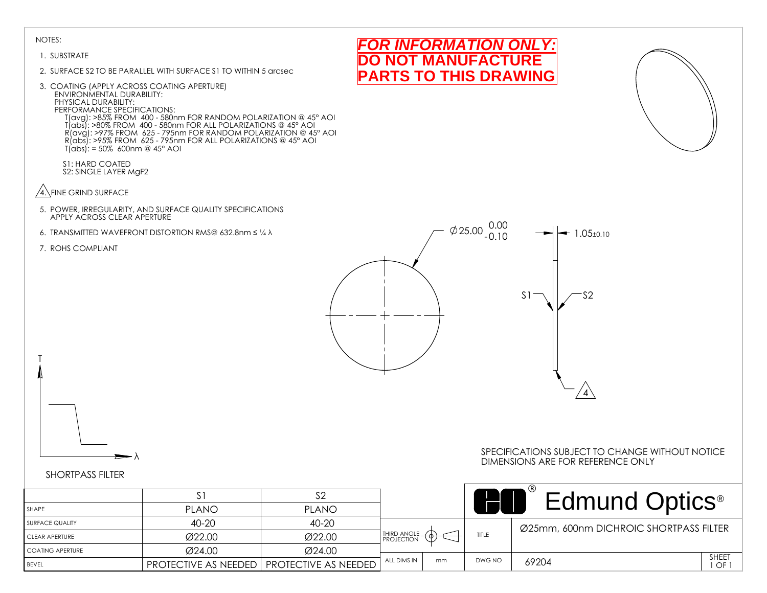NOTES:

1. SUBSTRATE
2. SURFACE S2 TO BE PARALLEL WITH SURFACE S1 TO WITHIN 5 arcsec
3. COATING (APPLY ACROSS COATING APERTURE)
   ENVIRONMENTAL DURABILITY:
   PHYSICAL DURABILITY:
   PERFORMANCE SPECIFICATIONS:
   T(avg): >85% FROM 400 - 580nm FOR RANDOM POLARIZATION @ 45° AOI
   T(abs): >80% FROM 400 - 580nm FOR ALL POLARIZATIONS @ 45° AOI
   R(avg): >97% FROM 625 - 795nm FOR RANDOM POLARIZATION @ 45° AOI
   R(abs): >95% FROM 625 - 795nm FOR ALL POLARIZATIONS @ 45° AOI
   T(abs): = 50% 600nm @ 45° AOI

   S1: HARD COATED
   S2: SINGLE LAYER $MgF_2$
4. FINE GRIND SURFACE
5. POWER, IRREGULARITY, AND SURFACE QUALITY SPECIFICATIONS APPLY ACROSS CLEAR APERTURE
6. TRANSMITTED WAVEFRONT DISTORTION RMS@ 632.8nm ≤ ¼ λ
7. ROHS COMPLIANT

**FOR INFORMATION ONLY:**
**DO NOT MANUFACTURE PARTS TO THIS DRAWING**

Ø25.00 $^{0.00}_{-0.10}$

1.05±0.10

S1 S2

4

T

λ

SHORTPASS FILTER

SPECIFICATIONS SUBJECT TO CHANGE WITHOUT NOTICE
DIMENSIONS ARE FOR REFERENCE ONLY

| | S1 | S2 |
|---|---|---|
| SHAPE | PLANO | PLANO |
| SURFACE QUALITY | 40-20 | 40-20 |
| CLEAR APERTURE | Ø22.00 | Ø22.00 |
| COATING APERTURE | Ø24.00 | Ø24.00 |
| BEVEL | PROTECTIVE AS NEEDED | PROTECTIVE AS NEEDED |

Edmund Optics®

| THIRD ANGLE PROJECTION | | TITLE | Ø25mm, 600nm DICHROIC SHORTPASS FILTER | |
|---|---|---|---|---|
| ALL DIMS IN | mm | DWG NO | 69204 | SHEET 1 OF 1 |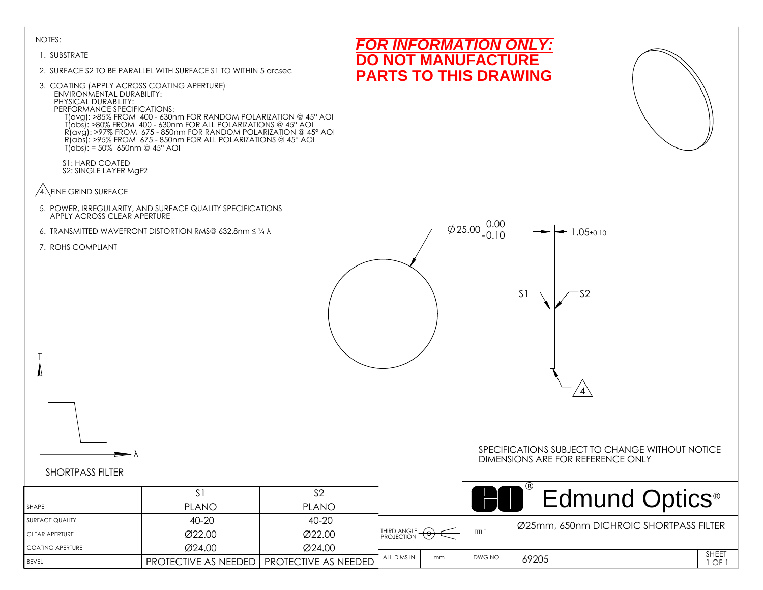NOTES:

1. SUBSTRATE
2. SURFACE S2 TO BE PARALLEL WITH SURFACE S1 TO WITHIN 5 arcsec
3. COATING (APPLY ACROSS COATING APERTURE)
   ENVIRONMENTAL DURABILITY:
   PHYSICAL DURABILITY:
   PERFORMANCE SPECIFICATIONS:
   T(avg): >85% FROM 400 - 630nm FOR RANDOM POLARIZATION @ 45° AOI
   T(abs): >80% FROM 400 - 630nm FOR ALL POLARIZATIONS @ 45° AOI
   R(avg): >97% FROM 675 - 850nm FOR RANDOM POLARIZATION @ 45° AOI
   R(abs): >95% FROM 675 - 850nm FOR ALL POLARIZATIONS @ 45° AOI
   T(abs): = 50% 650nm @ 45° AOI

   S1: HARD COATED
   S2: SINGLE LAYER $MgF_2$
4. FINE GRIND SURFACE
5. POWER, IRREGULARITY, AND SURFACE QUALITY SPECIFICATIONS APPLY ACROSS CLEAR APERTURE
6. TRANSMITTED WAVEFRONT DISTORTION RMS@ 632.8nm ≤ ¼ λ
7. ROHS COMPLIANT

***FOR INFORMATION ONLY:***
**DO NOT MANUFACTURE PARTS TO THIS DRAWING**

Ø25.00 $^{0.00}_{-0.10}$

1.05±0.10

S1 S2

4

T

λ

SHORTPASS FILTER

SPECIFICATIONS SUBJECT TO CHANGE WITHOUT NOTICE
DIMENSIONS ARE FOR REFERENCE ONLY

| | S1 | S2 |
|---|---|---|
| SHAPE | PLANO | PLANO |
| SURFACE QUALITY | 40-20 | 40-20 |
| CLEAR APERTURE | Ø22.00 | Ø22.00 |
| COATING APERTURE | Ø24.00 | Ø24.00 |
| BEVEL | PROTECTIVE AS NEEDED | PROTECTIVE AS NEEDED |

Edmund Optics®

| THIRD ANGLE PROJECTION | | TITLE | Ø25mm, 650nm DICHROIC SHORTPASS FILTER | |
|---|---|---|---|---|
| ALL DIMS IN | mm | DWG NO | 69205 | SHEET 1 OF 1 |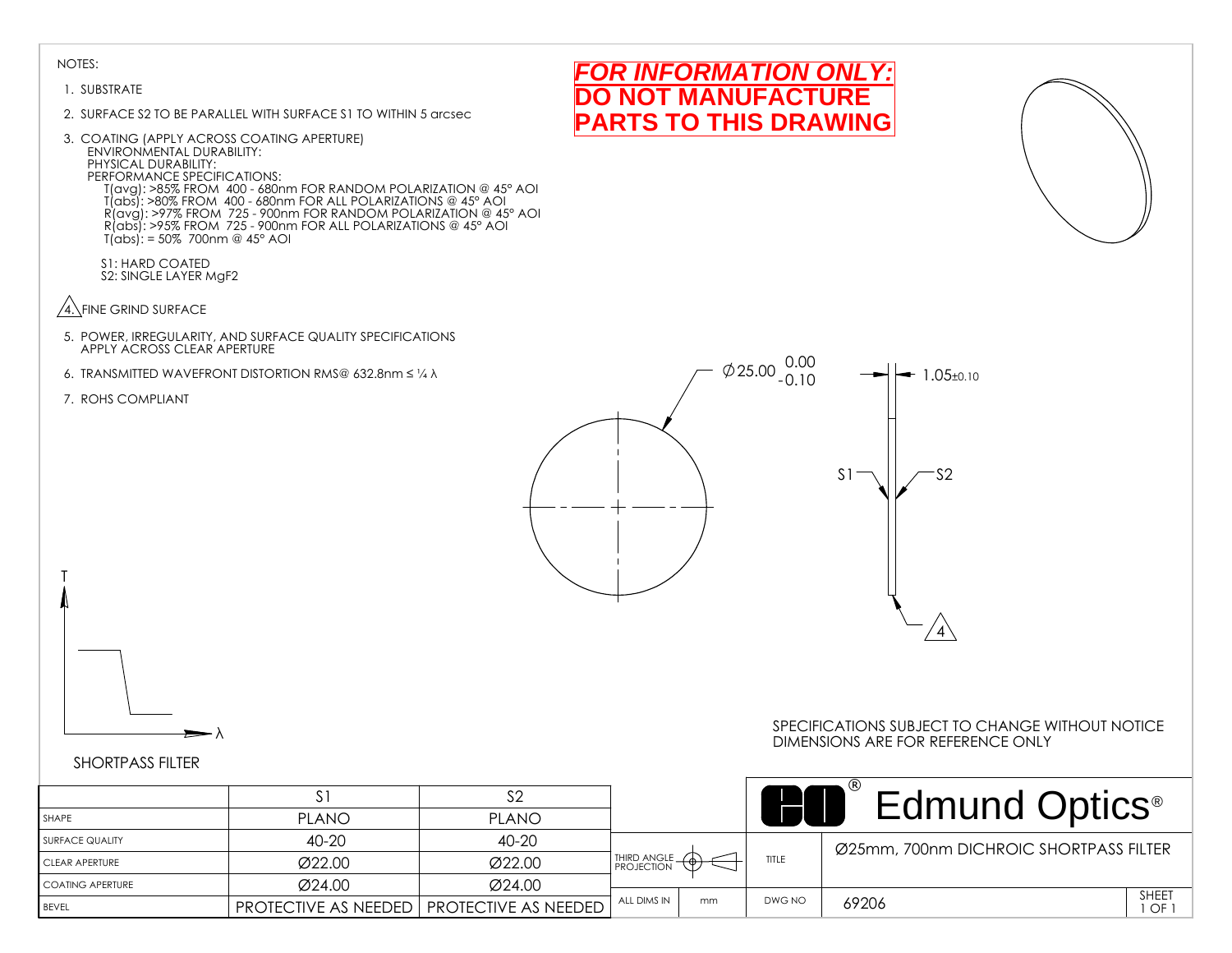NOTES:

1. SUBSTRATE
2. SURFACE S2 TO BE PARALLEL WITH SURFACE S1 TO WITHIN 5 arcsec
3. COATING (APPLY ACROSS COATING APERTURE)
   ENVIRONMENTAL DURABILITY:
   PHYSICAL DURABILITY:
   PERFORMANCE SPECIFICATIONS:
   T(avg): >85% FROM 400 - 680nm FOR RANDOM POLARIZATION @ 45° AOI
   T(abs): >80% FROM 400 - 680nm FOR ALL POLARIZATIONS @ 45° AOI
   R(avg): >97% FROM 725 - 900nm FOR RANDOM POLARIZATION @ 45° AOI
   R(abs): >95% FROM 725 - 900nm FOR ALL POLARIZATIONS @ 45° AOI
   T(abs): = 50% 700nm @ 45° AOI

   S1: HARD COATED
   S2: SINGLE LAYER $MgF_2$
4. FINE GRIND SURFACE
5. POWER, IRREGULARITY, AND SURFACE QUALITY SPECIFICATIONS APPLY ACROSS CLEAR APERTURE
6. TRANSMITTED WAVEFRONT DISTORTION RMS@ 632.8nm ≤ ¼ λ
7. ROHS COMPLIANT

**FOR INFORMATION ONLY:**
**DO NOT MANUFACTURE PARTS TO THIS DRAWING**

Ø25.00 $^{0.00}_{-0.10}$

1.05±0.10

S1 S2

4

T

λ

SHORTPASS FILTER

SPECIFICATIONS SUBJECT TO CHANGE WITHOUT NOTICE
DIMENSIONS ARE FOR REFERENCE ONLY

| | S1 | S2 |
|---|---|---|
| SHAPE | PLANO | PLANO |
| SURFACE QUALITY | 40-20 | 40-20 |
| CLEAR APERTURE | Ø22.00 | Ø22.00 |
| COATING APERTURE | Ø24.00 | Ø24.00 |
| BEVEL | PROTECTIVE AS NEEDED | PROTECTIVE AS NEEDED |

Edmund Optics®

| | |
|---|---|
| THIRD ANGLE PROJECTION | |
| ALL DIMS IN | mm |
| TITLE | Ø25mm, 700nm DICHROIC SHORTPASS FILTER |
| DWG NO | 69206 |
| SHEET | 1 OF 1 |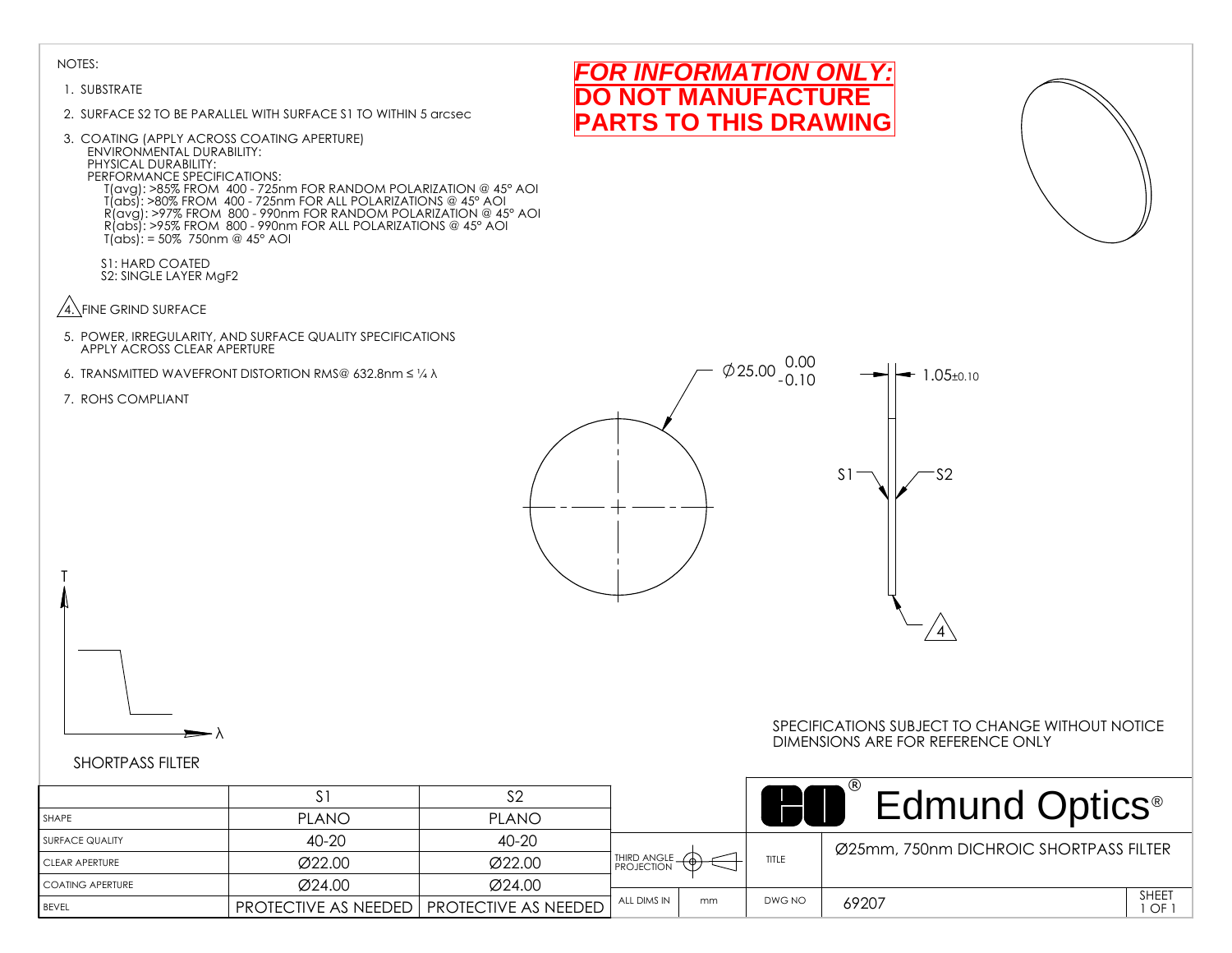NOTES:

1. SUBSTRATE
2. SURFACE S2 TO BE PARALLEL WITH SURFACE S1 TO WITHIN 5 arcsec
3. COATING (APPLY ACROSS COATING APERTURE)
   ENVIRONMENTAL DURABILITY:
   PHYSICAL DURABILITY:
   PERFORMANCE SPECIFICATIONS:
   T(avg): >85% FROM 400 - 725nm FOR RANDOM POLARIZATION @ 45° AOI
   T(abs): >80% FROM 400 - 725nm FOR ALL POLARIZATIONS @ 45° AOI
   R(avg): >97% FROM 800 - 990nm FOR RANDOM POLARIZATION @ 45° AOI
   R(abs): >95% FROM 800 - 990nm FOR ALL POLARIZATIONS @ 45° AOI
   T(abs): = 50% 750nm @ 45° AOI

   S1: HARD COATED
   S2: SINGLE LAYER $MgF_2$

4. FINE GRIND SURFACE
5. POWER, IRREGULARITY, AND SURFACE QUALITY SPECIFICATIONS APPLY ACROSS CLEAR APERTURE
6. TRANSMITTED WAVEFRONT DISTORTION RMS@ 632.8nm ≤ ¼ λ
7. ROHS COMPLIANT

***FOR INFORMATION ONLY:***
**DO NOT MANUFACTURE PARTS TO THIS DRAWING**

Ø25.00 $^{0.00}_{-0.10}$

1.05±0.10

S1

S2

4

T

λ

SHORTPASS FILTER

SPECIFICATIONS SUBJECT TO CHANGE WITHOUT NOTICE
DIMENSIONS ARE FOR REFERENCE ONLY

| | S1 | S2 |
|---|---|---|
| SHAPE | PLANO | PLANO |
| SURFACE QUALITY | 40-20 | 40-20 |
| CLEAR APERTURE | Ø22.00 | Ø22.00 |
| COATING APERTURE | Ø24.00 | Ø24.00 |
| BEVEL | PROTECTIVE AS NEEDED | PROTECTIVE AS NEEDED |

THIRD ANGLE PROJECTION

ALL DIMS IN mm

Edmund Optics®

| | |
|---|---|
| TITLE | Ø25mm, 750nm DICHROIC SHORTPASS FILTER |
| DWG NO | 69207 |
| SHEET | 1 OF 1 |